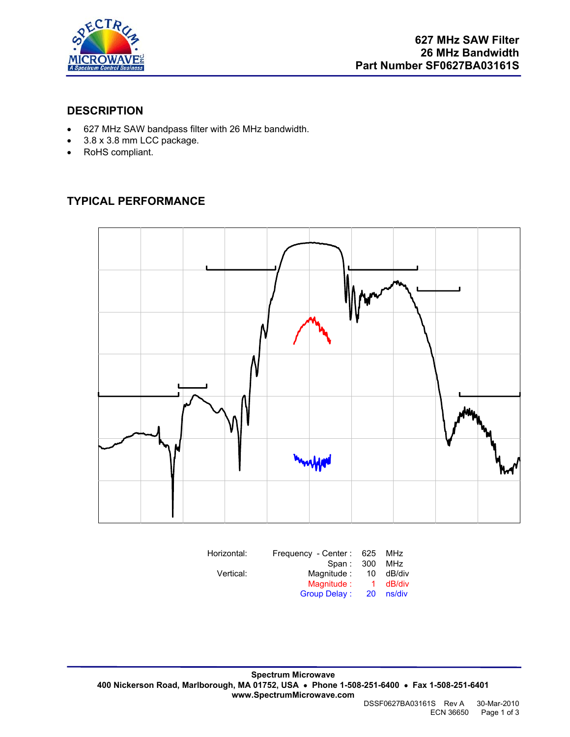627 MHz SAW Filter
26 MHz Bandwidth
Part Number SF0627BA03161S

## DESCRIPTION

- 627 MHz SAW bandpass filter with 26 MHz bandwidth.
- 3.8 x 3.8 mm LCC package.
- RoHS compliant.

## TYPICAL PERFORMANCE

| Horizontal: | Frequency - Center : | 625 | MHz |
|---|---|---|---|
| | Span : | 300 | MHz |
| Vertical: | Magnitude : | 10 | dB/div |
| | Magnitude : | 1 | dB/div |
| | Group Delay : | 20 | ns/div |

**Spectrum Microwave**
**400 Nickerson Road, Marlborough, MA 01752, USA • Phone 1-508-251-6400 • Fax 1-508-251-6401**
**www.SpectrumMicrowave.com**

DSSF0627BA03161S Rev A 30-Mar-2010
ECN 36650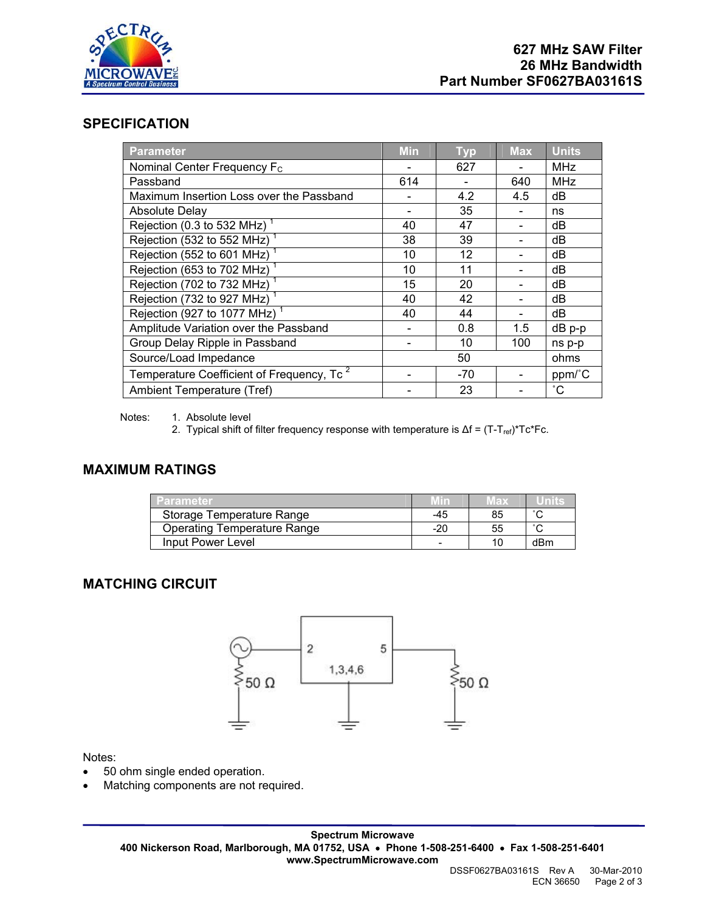627 MHz SAW Filter
26 MHz Bandwidth
Part Number SF0627BA03161S

## SPECIFICATION

| Parameter | Min | Typ | Max | Units |
|---|---|---|---|---|
| Nominal Center Frequency $F_C$ | - | 627 | - | MHz |
| Passband | 614 | - | 640 | MHz |
| Maximum Insertion Loss over the Passband | - | 4.2 | 4.5 | dB |
| Absolute Delay | - | 35 | - | ns |
| Rejection (0.3 to 532 MHz) [1] | 40 | 47 | - | dB |
| Rejection (532 to 552 MHz) [1] | 38 | 39 | - | dB |
| Rejection (552 to 601 MHz) [1] | 10 | 12 | - | dB |
| Rejection (653 to 702 MHz) [1] | 10 | 11 | - | dB |
| Rejection (702 to 732 MHz) [1] | 15 | 20 | - | dB |
| Rejection (732 to 927 MHz) [1] | 40 | 42 | - | dB |
| Rejection (927 to 1077 MHz) [1] | 40 | 44 | - | dB |
| Amplitude Variation over the Passband | - | 0.8 | 1.5 | dB p-p |
| Group Delay Ripple in Passband | - | 10 | 100 | ns p-p |
| Source/Load Impedance | | 50 | | ohms |
| Temperature Coefficient of Frequency, Tc [2] | - | -70 | - | ppm/˚C |
| Ambient Temperature (Tref) | - | 23 | - | ˚C |

Notes:
1. Absolute level
2. Typical shift of filter frequency response with temperature is $\Delta f = (T-T_{ref})*Tc*Fc$.

## MAXIMUM RATINGS

| Parameter | Min | Max | Units |
|---|---|---|---|
| Storage Temperature Range | -45 | 85 | ˚C |
| Operating Temperature Range | -20 | 55 | ˚C |
| Input Power Level | - | 10 | dBm |

## MATCHING CIRCUIT

Notes:
- 50 ohm single ended operation.
- Matching components are not required.

**Spectrum Microwave**
**400 Nickerson Road, Marlborough, MA 01752, USA • Phone 1-508-251-6400 • Fax 1-508-251-6401**
**www.SpectrumMicrowave.com**

DSSF0627BA03161S Rev A 30-Mar-2010
ECN 36650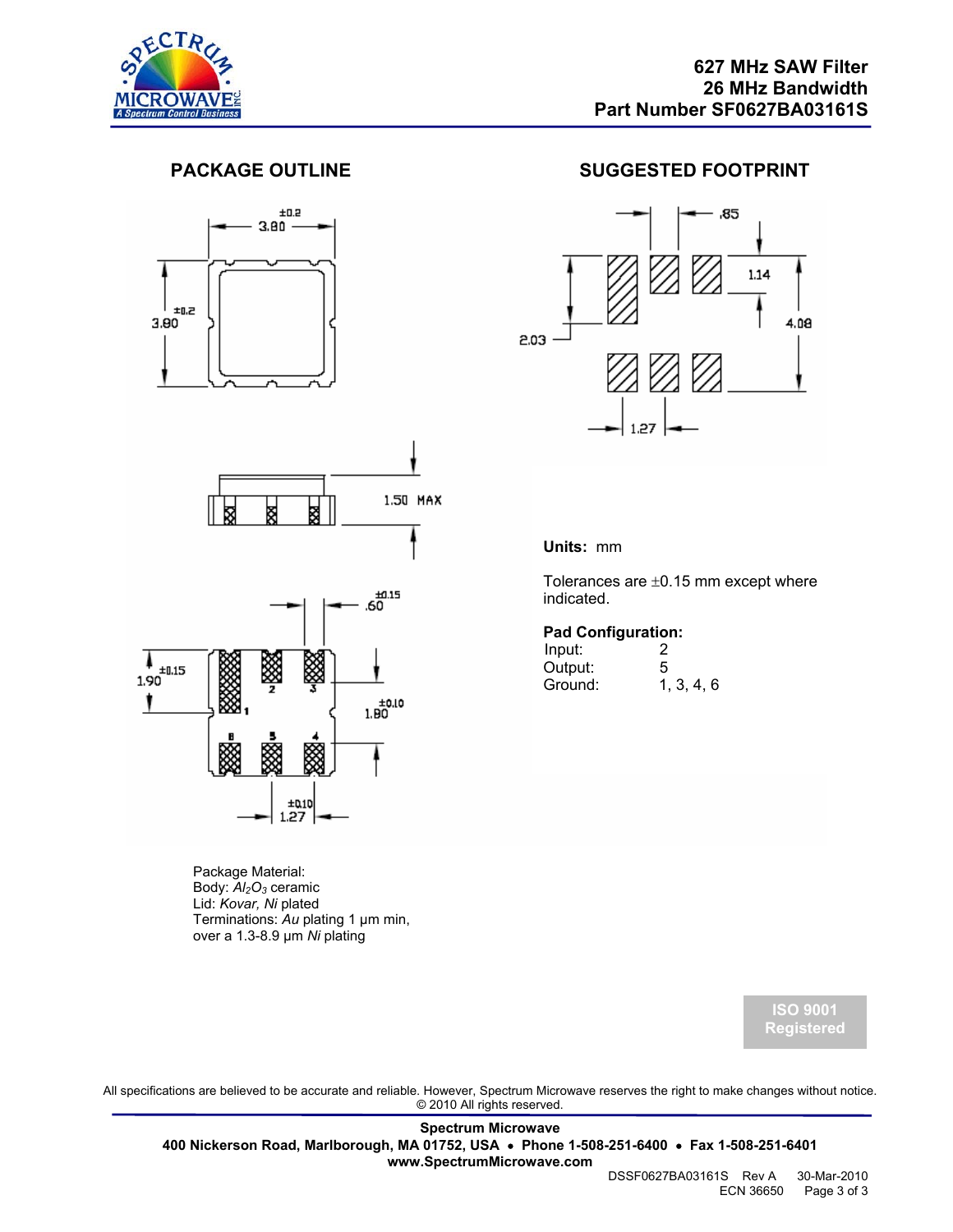627 MHz SAW Filter
26 MHz Bandwidth
Part Number SF0627BA03161S

## PACKAGE OUTLINE

## SUGGESTED FOOTPRINT

±0.2
3.80

±0.2
3.80

1.50 MAX

±0.15
.60

±0.15
1.90

±0.10
1.80

±0.10
1.27

.85

1.14

4.08

2.03

1.27

**Units:** mm

Tolerances are ±0.15 mm except where indicated.

**Pad Configuration:**

| | |
|---|---|
| Input: | 2 |
| Output: | 5 |
| Ground: | 1, 3, 4, 6 |

Package Material:
Body: $Al_2O_3$ ceramic
Lid: *Kovar, Ni* plated
Terminations: *Au* plating 1 µm min, over a 1.3-8.9 µm *Ni* plating

ISO 9001 Registered

All specifications are believed to be accurate and reliable. However, Spectrum Microwave reserves the right to make changes without notice.
© 2010 All rights reserved.

**Spectrum Microwave**
**400 Nickerson Road, Marlborough, MA 01752, USA • Phone 1-508-251-6400 • Fax 1-508-251-6401**
**www.SpectrumMicrowave.com**

DSSF0627BA03161S Rev A 30-Mar-2010
ECN 36650